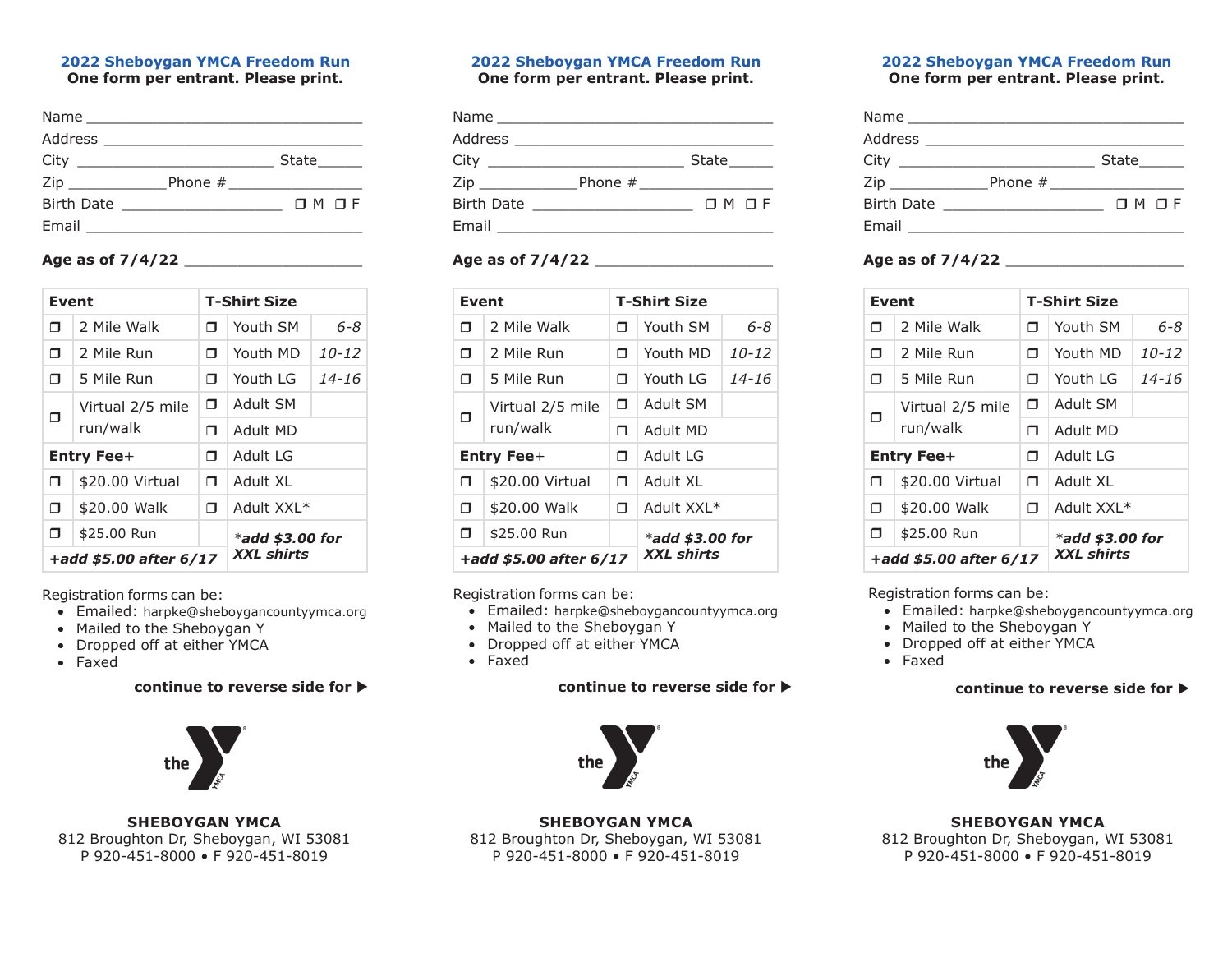### 2022 Sheboygan YMCA Freedom Run
**One form per entrant. Please print.**

Name ________________________________
Address ______________________________
City ______________________ State_____
Zip ___________Phone # _______________
Birth Date __________________ ❐ M ❐ F
Email ________________________________

**Age as of 7/4/22** ___________________

| | Event | | T-Shirt Size | |
|---|---|---|---|---|
| ❐ | 2 Mile Walk | ❐ | Youth SM | *6-8* |
| ❐ | 2 Mile Run | ❐ | Youth MD | *10-12* |
| ❐ | 5 Mile Run | ❐ | Youth LG | *14-16* |
| ❐ | Virtual 2/5 mile run/walk | ❐ | Adult SM | |
| | | ❐ | Adult MD | |
| **Entry Fee+** | | ❐ | Adult LG | |
| ❐ | $20.00 Virtual | ❐ | Adult XL | |
| ❐ | $20.00 Walk | ❐ | Adult XXL* | |
| ❐ | $25.00 Run | | ****add $3.00 for XXL shirts*** | |
| ***+add $5.00 after 6/17*** | | | | |

Registration forms can be:

- Emailed: harpke@sheboygancountyymca.org
- Mailed to the Sheboygan Y
- Dropped off at either YMCA
- Faxed

**continue to reverse side for ▶**

**SHEBOYGAN YMCA**
812 Broughton Dr, Sheboygan, WI 53081
P 920-451-8000 • F 920-451-8019

---

### 2022 Sheboygan YMCA Freedom Run
**One form per entrant. Please print.**

Name ________________________________
Address ______________________________
City ______________________ State_____
Zip ___________Phone # _______________
Birth Date __________________ ❐ M ❐ F
Email ________________________________

**Age as of 7/4/22** ___________________

| | Event | | T-Shirt Size | |
|---|---|---|---|---|
| ❐ | 2 Mile Walk | ❐ | Youth SM | *6-8* |
| ❐ | 2 Mile Run | ❐ | Youth MD | *10-12* |
| ❐ | 5 Mile Run | ❐ | Youth LG | *14-16* |
| ❐ | Virtual 2/5 mile run/walk | ❐ | Adult SM | |
| | | ❐ | Adult MD | |
| **Entry Fee+** | | ❐ | Adult LG | |
| ❐ | $20.00 Virtual | ❐ | Adult XL | |
| ❐ | $20.00 Walk | ❐ | Adult XXL* | |
| ❐ | $25.00 Run | | ****add $3.00 for XXL shirts*** | |
| ***+add $5.00 after 6/17*** | | | | |

Registration forms can be:

- Emailed: harpke@sheboygancountyymca.org
- Mailed to the Sheboygan Y
- Dropped off at either YMCA
- Faxed

**continue to reverse side for ▶**

**SHEBOYGAN YMCA**
812 Broughton Dr, Sheboygan, WI 53081
P 920-451-8000 • F 920-451-8019

---

### 2022 Sheboygan YMCA Freedom Run
**One form per entrant. Please print.**

Name ________________________________
Address ______________________________
City ______________________ State_____
Zip ___________Phone # _______________
Birth Date __________________ ❐ M ❐ F
Email ________________________________

**Age as of 7/4/22** ___________________

| | Event | | T-Shirt Size | |
|---|---|---|---|---|
| ❐ | 2 Mile Walk | ❐ | Youth SM | *6-8* |
| ❐ | 2 Mile Run | ❐ | Youth MD | *10-12* |
| ❐ | 5 Mile Run | ❐ | Youth LG | *14-16* |
| ❐ | Virtual 2/5 mile run/walk | ❐ | Adult SM | |
| | | ❐ | Adult MD | |
| **Entry Fee+** | | ❐ | Adult LG | |
| ❐ | $20.00 Virtual | ❐ | Adult XL | |
| ❐ | $20.00 Walk | ❐ | Adult XXL* | |
| ❐ | $25.00 Run | | ****add $3.00 for XXL shirts*** | |
| ***+add $5.00 after 6/17*** | | | | |

Registration forms can be:

- Emailed: harpke@sheboygancountyymca.org
- Mailed to the Sheboygan Y
- Dropped off at either YMCA
- Faxed

**continue to reverse side for ▶**

**SHEBOYGAN YMCA**
812 Broughton Dr, Sheboygan, WI 53081
P 920-451-8000 • F 920-451-8019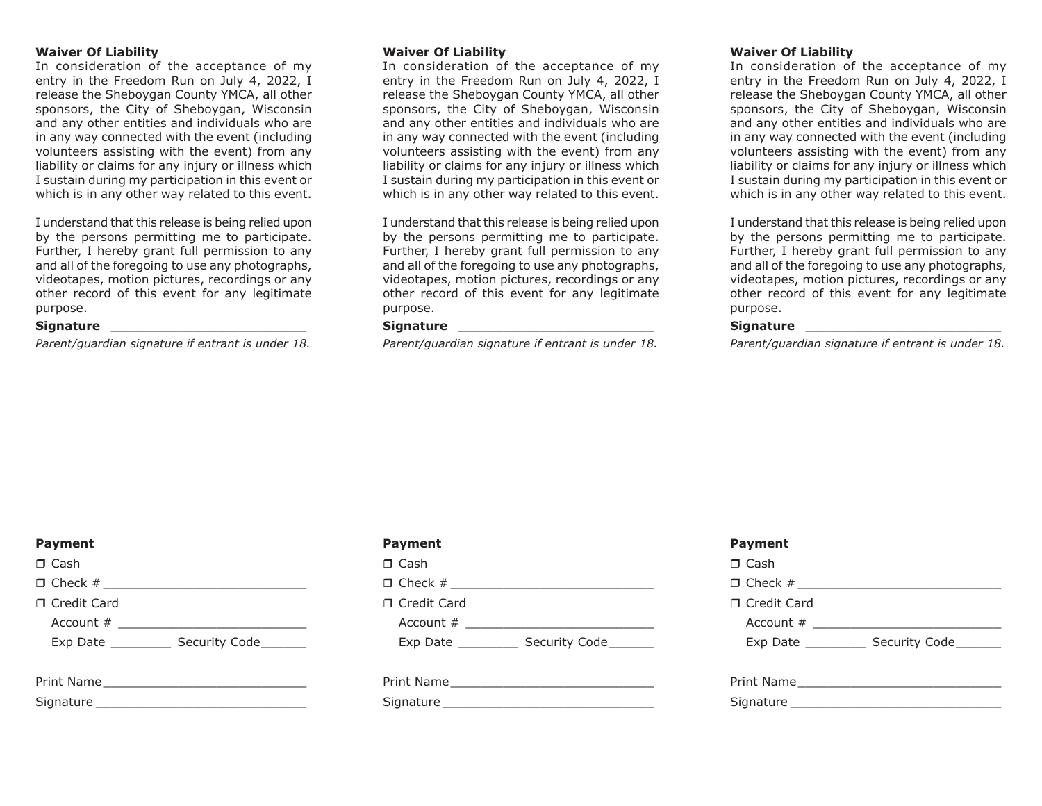**Waiver Of Liability**
In consideration of the acceptance of my entry in the Freedom Run on July 4, 2022, I release the Sheboygan County YMCA, all other sponsors, the City of Sheboygan, Wisconsin and any other entities and individuals who are in any way connected with the event (including volunteers assisting with the event) from any liability or claims for any injury or illness which I sustain during my participation in this event or which is in any other way related to this event.

I understand that this release is being relied upon by the persons permitting me to participate. Further, I hereby grant full permission to any and all of the foregoing to use any photographs, videotapes, motion pictures, recordings or any other record of this event for any legitimate purpose.

**Signature** __________________________

*Parent/guardian signature if entrant is under 18.*

**Waiver Of Liability**
In consideration of the acceptance of my entry in the Freedom Run on July 4, 2022, I release the Sheboygan County YMCA, all other sponsors, the City of Sheboygan, Wisconsin and any other entities and individuals who are in any way connected with the event (including volunteers assisting with the event) from any liability or claims for any injury or illness which I sustain during my participation in this event or which is in any other way related to this event.

I understand that this release is being relied upon by the persons permitting me to participate. Further, I hereby grant full permission to any and all of the foregoing to use any photographs, videotapes, motion pictures, recordings or any other record of this event for any legitimate purpose.

**Signature** __________________________

*Parent/guardian signature if entrant is under 18.*

**Waiver Of Liability**
In consideration of the acceptance of my entry in the Freedom Run on July 4, 2022, I release the Sheboygan County YMCA, all other sponsors, the City of Sheboygan, Wisconsin and any other entities and individuals who are in any way connected with the event (including volunteers assisting with the event) from any liability or claims for any injury or illness which I sustain during my participation in this event or which is in any other way related to this event.

I understand that this release is being relied upon by the persons permitting me to participate. Further, I hereby grant full permission to any and all of the foregoing to use any photographs, videotapes, motion pictures, recordings or any other record of this event for any legitimate purpose.

**Signature** __________________________

*Parent/guardian signature if entrant is under 18.*

**Payment**

❒ Cash

❒ Check # ____________________________

❒ Credit Card

Account # __________________________

Exp Date ________ Security Code______

Print Name ____________________________

Signature _____________________________

**Payment**

❒ Cash

❒ Check # ____________________________

❒ Credit Card

Account # __________________________

Exp Date ________ Security Code______

Print Name ____________________________

Signature _____________________________

**Payment**

❒ Cash

❒ Check # ____________________________

❒ Credit Card

Account # __________________________

Exp Date ________ Security Code______

Print Name ____________________________

Signature _____________________________